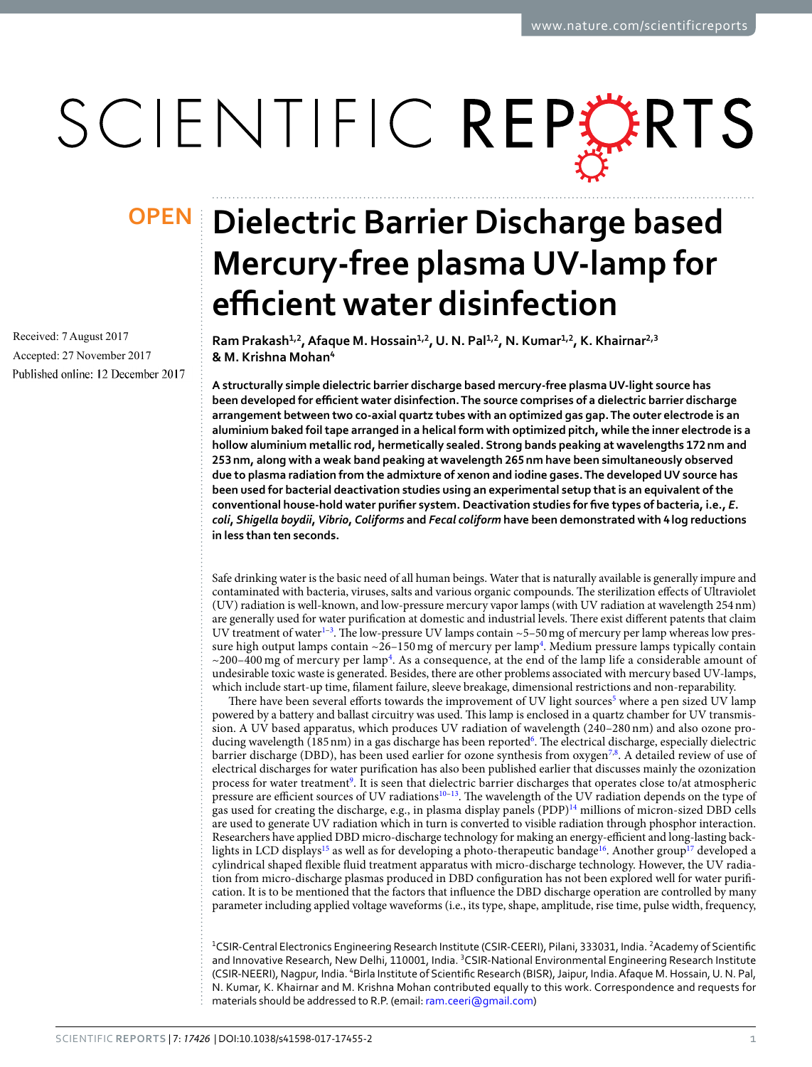# Dielectric Barrier Discharge based Mercury-free plasma UV-lamp for efficient water disinfection

Received: 7 August 2017

Accepted: 27 November 2017

Published online: 12 December 2017

Ram Prakash[1,2], Afaque M. Hossain[1,2], U. N. Pal[1,2], N. Kumar[1,2], K. Khairnar[2,3] & M. Krishna Mohan[4]

**A structurally simple dielectric barrier discharge based mercury-free plasma UV-light source has been developed for efficient water disinfection. The source comprises of a dielectric barrier discharge arrangement between two co-axial quartz tubes with an optimized gas gap. The outer electrode is an aluminium baked foil tape arranged in a helical form with optimized pitch, while the inner electrode is a hollow aluminium metallic rod, hermetically sealed. Strong bands peaking at wavelengths 172 nm and 253 nm, along with a weak band peaking at wavelength 265 nm have been simultaneously observed due to plasma radiation from the admixture of xenon and iodine gases. The developed UV source has been used for bacterial deactivation studies using an experimental setup that is an equivalent of the conventional house-hold water purifier system. Deactivation studies for five types of bacteria, i.e., *E. coli*, *Shigella boydii*, *Vibrio*, *Coliforms* and *Fecal coliform* have been demonstrated with 4 log reductions in less than ten seconds.**

Safe drinking water is the basic need of all human beings. Water that is naturally available is generally impure and contaminated with bacteria, viruses, salts and various organic compounds. The sterilization effects of Ultraviolet (UV) radiation is well-known, and low-pressure mercury vapor lamps (with UV radiation at wavelength 254 nm) are generally used for water purification at domestic and industrial levels. There exist different patents that claim UV treatment of water[1–3]. The low-pressure UV lamps contain ~5–50 mg of mercury per lamp whereas low pressure high output lamps contain ~26–150 mg of mercury per lamp[4]. Medium pressure lamps typically contain ~200–400 mg of mercury per lamp[4]. As a consequence, at the end of the lamp life a considerable amount of undesirable toxic waste is generated. Besides, there are other problems associated with mercury based UV-lamps, which include start-up time, filament failure, sleeve breakage, dimensional restrictions and non-reparability.

There have been several efforts towards the improvement of UV light sources[5] where a pen sized UV lamp powered by a battery and ballast circuitry was used. This lamp is enclosed in a quartz chamber for UV transmission. A UV based apparatus, which produces UV radiation of wavelength (240–280 nm) and also ozone producing wavelength (185 nm) in a gas discharge has been reported[6]. The electrical discharge, especially dielectric barrier discharge (DBD), has been used earlier for ozone synthesis from oxygen[7,8]. A detailed review of use of electrical discharges for water purification has also been published earlier that discusses mainly the ozonization process for water treatment[9]. It is seen that dielectric barrier discharges that operates close to/at atmospheric pressure are efficient sources of UV radiations[10–13]. The wavelength of the UV radiation depends on the type of gas used for creating the discharge, e.g., in plasma display panels (PDP)[14] millions of micron-sized DBD cells are used to generate UV radiation which in turn is converted to visible radiation through phosphor interaction. Researchers have applied DBD micro-discharge technology for making an energy-efficient and long-lasting backlights in LCD displays[15] as well as for developing a photo-therapeutic bandage[16]. Another group[17] developed a cylindrical shaped flexible fluid treatment apparatus with micro-discharge technology. However, the UV radiation from micro-discharge plasmas produced in DBD configuration has not been explored well for water purification. It is to be mentioned that the factors that influence the DBD discharge operation are controlled by many parameter including applied voltage waveforms (i.e., its type, shape, amplitude, rise time, pulse width, frequency,

[1]CSIR-Central Electronics Engineering Research Institute (CSIR-CEERI), Pilani, 333031, India. [2]Academy of Scientific and Innovative Research, New Delhi, 110001, India. [3]CSIR-National Environmental Engineering Research Institute (CSIR-NEERI), Nagpur, India. [4]Birla Institute of Scientific Research (BISR), Jaipur, India. Afaque M. Hossain, U. N. Pal, N. Kumar, K. Khairnar and M. Krishna Mohan contributed equally to this work. Correspondence and requests for materials should be addressed to R.P. (email: ram.ceeri@gmail.com)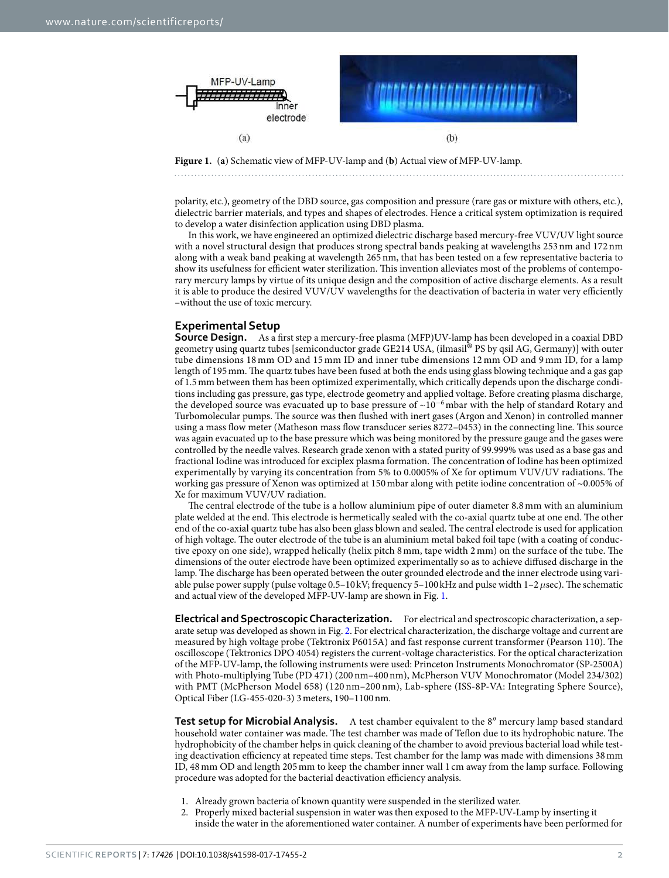Figure 1. (a) Schematic view of MFP-UV-lamp and (b) Actual view of MFP-UV-lamp.

polarity, etc.), geometry of the DBD source, gas composition and pressure (rare gas or mixture with others, etc.), dielectric barrier materials, and types and shapes of electrodes. Hence a critical system optimization is required to develop a water disinfection application using DBD plasma.

In this work, we have engineered an optimized dielectric discharge based mercury-free VUV/UV light source with a novel structural design that produces strong spectral bands peaking at wavelengths 253 nm and 172 nm along with a weak band peaking at wavelength 265 nm, that has been tested on a few representative bacteria to show its usefulness for efficient water sterilization. This invention alleviates most of the problems of contemporary mercury lamps by virtue of its unique design and the composition of active discharge elements. As a result it is able to produce the desired VUV/UV wavelengths for the deactivation of bacteria in water very efficiently –without the use of toxic mercury.

## Experimental Setup

### Source Design.

As a first step a mercury-free plasma (MFP)UV-lamp has been developed in a coaxial DBD geometry using quartz tubes [semiconductor grade GE214 USA, (ilmasil® PS by qsil AG, Germany)] with outer tube dimensions 18 mm OD and 15 mm ID and inner tube dimensions 12 mm OD and 9 mm ID, for a lamp length of 195 mm. The quartz tubes have been fused at both the ends using glass blowing technique and a gas gap of 1.5 mm between them has been optimized experimentally, which critically depends upon the discharge conditions including gas pressure, gas type, electrode geometry and applied voltage. Before creating plasma discharge, the developed source was evacuated up to base pressure of $\sim 10^{-6}$ mbar with the help of standard Rotary and Turbomolecular pumps. The source was then flushed with inert gases (Argon and Xenon) in controlled manner using a mass flow meter (Matheson mass flow transducer series 8272–0453) in the connecting line. This source was again evacuated up to the base pressure which was being monitored by the pressure gauge and the gases were controlled by the needle valves. Research grade xenon with a stated purity of 99.999% was used as a base gas and fractional Iodine was introduced for exciplex plasma formation. The concentration of Iodine has been optimized experimentally by varying its concentration from 5% to 0.0005% of Xe for optimum VUV/UV radiations. The working gas pressure of Xenon was optimized at 150 mbar along with petite iodine concentration of ~0.005% of Xe for maximum VUV/UV radiation.

The central electrode of the tube is a hollow aluminium pipe of outer diameter 8.8 mm with an aluminium plate welded at the end. This electrode is hermetically sealed with the co-axial quartz tube at one end. The other end of the co-axial quartz tube has also been glass blown and sealed. The central electrode is used for application of high voltage. The outer electrode of the tube is an aluminium metal baked foil tape (with a coating of conductive epoxy on one side), wrapped helically (helix pitch 8 mm, tape width 2 mm) on the surface of the tube. The dimensions of the outer electrode have been optimized experimentally so as to achieve diffused discharge in the lamp. The discharge has been operated between the outer grounded electrode and the inner electrode using variable pulse power supply (pulse voltage 0.5–10 kV; frequency 5–100 kHz and pulse width 1–2 $\mu$sec). The schematic and actual view of the developed MFP-UV-lamp are shown in Fig. 1.

### Electrical and Spectroscopic Characterization.

For electrical and spectroscopic characterization, a separate setup was developed as shown in Fig. 2. For electrical characterization, the discharge voltage and current are measured by high voltage probe (Tektronix P6015A) and fast response current transformer (Pearson 110). The oscilloscope (Tektronics DPO 4054) registers the current-voltage characteristics. For the optical characterization of the MFP-UV-lamp, the following instruments were used: Princeton Instruments Monochromator (SP-2500A) with Photo-multiplying Tube (PD 471) (200 nm–400 nm), McPherson VUV Monochromator (Model 234/302) with PMT (McPherson Model 658) (120 nm–200 nm), Lab-sphere (ISS-8P-VA: Integrating Sphere Source), Optical Fiber (LG-455-020-3) 3 meters, 190–1100 nm.

### Test setup for Microbial Analysis.

A test chamber equivalent to the 8″ mercury lamp based standard household water container was made. The test chamber was made of Teflon due to its hydrophobic nature. The hydrophobicity of the chamber helps in quick cleaning of the chamber to avoid previous bacterial load while testing deactivation efficiency at repeated time steps. Test chamber for the lamp was made with dimensions 38 mm ID, 48 mm OD and length 205 mm to keep the chamber inner wall 1 cm away from the lamp surface. Following procedure was adopted for the bacterial deactivation efficiency analysis.

1. Already grown bacteria of known quantity were suspended in the sterilized water.
2. Properly mixed bacterial suspension in water was then exposed to the MFP-UV-Lamp by inserting it inside the water in the aforementioned water container. A number of experiments have been performed for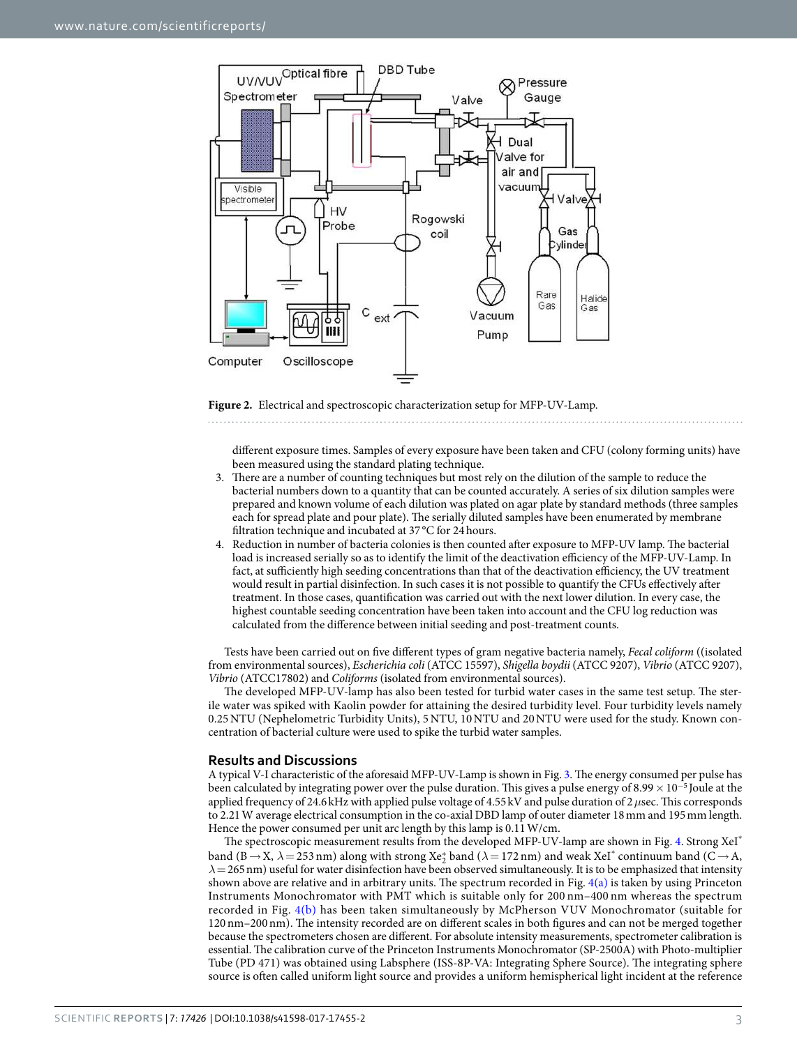**Figure 2.** Electrical and spectroscopic characterization setup for MFP-UV-Lamp.

different exposure times. Samples of every exposure have been taken and CFU (colony forming units) have been measured using the standard plating technique.

3. There are a number of counting techniques but most rely on the dilution of the sample to reduce the bacterial numbers down to a quantity that can be counted accurately. A series of six dilution samples were prepared and known volume of each dilution was plated on agar plate by standard methods (three samples each for spread plate and pour plate). The serially diluted samples have been enumerated by membrane filtration technique and incubated at 37 °C for 24 hours.
4. Reduction in number of bacteria colonies is then counted after exposure to MFP-UV lamp. The bacterial load is increased serially so as to identify the limit of the deactivation efficiency of the MFP-UV-Lamp. In fact, at sufficiently high seeding concentrations than that of the deactivation efficiency, the UV treatment would result in partial disinfection. In such cases it is not possible to quantify the CFUs effectively after treatment. In those cases, quantification was carried out with the next lower dilution. In every case, the highest countable seeding concentration have been taken into account and the CFU log reduction was calculated from the difference between initial seeding and post-treatment counts.

Tests have been carried out on five different types of gram negative bacteria namely, *Fecal coliform* ((isolated from environmental sources), *Escherichia coli* (ATCC 15597), *Shigella boydii* (ATCC 9207), *Vibrio* (ATCC 9207), *Vibrio* (ATCC17802) and *Coliforms* (isolated from environmental sources).

The developed MFP-UV-lamp has also been tested for turbid water cases in the same test setup. The sterile water was spiked with Kaolin powder for attaining the desired turbidity level. Four turbidity levels namely 0.25 NTU (Nephelometric Turbidity Units), 5 NTU, 10 NTU and 20 NTU were used for the study. Known concentration of bacterial culture were used to spike the turbid water samples.

## Results and Discussions

A typical V-I characteristic of the aforesaid MFP-UV-Lamp is shown in Fig. 3. The energy consumed per pulse has been calculated by integrating power over the pulse duration. This gives a pulse energy of $8.99 \times 10^{-5}$ Joule at the applied frequency of 24.6 kHz with applied pulse voltage of 4.55 kV and pulse duration of 2 $\mu$sec. This corresponds to 2.21 W average electrical consumption in the co-axial DBD lamp of outer diameter 18 mm and 195 mm length. Hence the power consumed per unit arc length by this lamp is 0.11 W/cm.

The spectroscopic measurement results from the developed MFP-UV-lamp are shown in Fig. 4. Strong $XeI^*$ band ($B \rightarrow X$, $\lambda = 253$ nm) along with strong $Xe_2^*$ band ($\lambda = 172$ nm) and weak $XeI^*$ continuum band ($C \rightarrow A$, $\lambda = 265$ nm) useful for water disinfection have been observed simultaneously. It is to be emphasized that intensity shown above are relative and in arbitrary units. The spectrum recorded in Fig. 4(a) is taken by using Princeton Instruments Monochromator with PMT which is suitable only for 200 nm–400 nm whereas the spectrum recorded in Fig. 4(b) has been taken simultaneously by McPherson VUV Monochromator (suitable for 120 nm–200 nm). The intensity recorded are on different scales in both figures and can not be merged together because the spectrometers chosen are different. For absolute intensity measurements, spectrometer calibration is essential. The calibration curve of the Princeton Instruments Monochromator (SP-2500A) with Photo-multiplier Tube (PD 471) was obtained using Labsphere (ISS-8P-VA: Integrating Sphere Source). The integrating sphere source is often called uniform light source and provides a uniform hemispherical light incident at the reference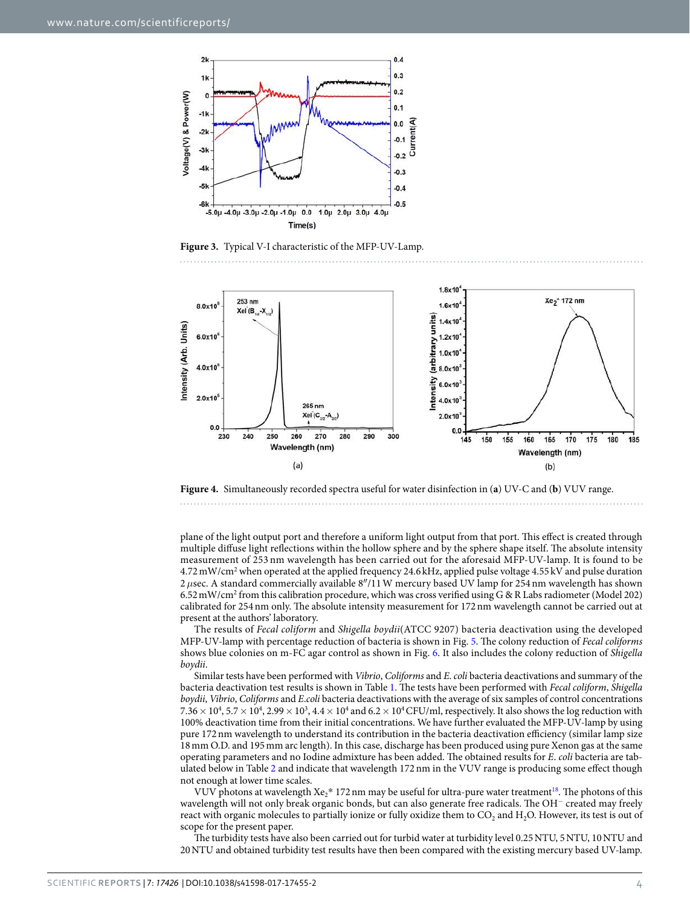Figure 3. Typical V-I characteristic of the MFP-UV-Lamp.

Figure 4. Simultaneously recorded spectra useful for water disinfection in (**a**) UV-C and (**b**) VUV range.

plane of the light output port and therefore a uniform light output from that port. This effect is created through multiple diffuse light reflections within the hollow sphere and by the sphere shape itself. The absolute intensity measurement of 253 nm wavelength has been carried out for the aforesaid MFP-UV-lamp. It is found to be 4.72 mW/cm$^2$ when operated at the applied frequency 24.6 kHz, applied pulse voltage 4.55 kV and pulse duration 2 $\mu$sec. A standard commercially available 8″/11 W mercury based UV lamp for 254 nm wavelength has shown 6.52 mW/cm$^2$ from this calibration procedure, which was cross verified using G & R Labs radiometer (Model 202) calibrated for 254 nm only. The absolute intensity measurement for 172 nm wavelength cannot be carried out at present at the authors' laboratory.

The results of *Fecal coliform* and *Shigella boydii*(ATCC 9207) bacteria deactivation using the developed MFP-UV-lamp with percentage reduction of bacteria is shown in Fig. 5. The colony reduction of *Fecal coliforms* shows blue colonies on m-FC agar control as shown in Fig. 6. It also includes the colony reduction of *Shigella boydii*.

Similar tests have been performed with *Vibrio*, *Coliforms* and *E. coli* bacteria deactivations and summary of the bacteria deactivation test results is shown in Table 1. The tests have been performed with *Fecal coliform*, *Shigella boydii*, *Vibrio*, *Coliforms* and *E.coli* bacteria deactivations with the average of six samples of control concentrations $7.36 \times 10^4$, $5.7 \times 10^4$, $2.99 \times 10^3$, $4.4 \times 10^4$ and $6.2 \times 10^4$ CFU/ml, respectively. It also shows the log reduction with 100% deactivation time from their initial concentrations. We have further evaluated the MFP-UV-lamp by using pure 172 nm wavelength to understand its contribution in the bacteria deactivation efficiency (similar lamp size 18 mm O.D. and 195 mm arc length). In this case, discharge has been produced using pure Xenon gas at the same operating parameters and no Iodine admixture has been added. The obtained results for *E. coli* bacteria are tabulated below in Table 2 and indicate that wavelength 172 nm in the VUV range is producing some effect though not enough at lower time scales.

VUV photons at wavelength $Xe_2$* 172 nm may be useful for ultra-pure water treatment[18]. The photons of this wavelength will not only break organic bonds, but can also generate free radicals. The $OH^-$ created may freely react with organic molecules to partially ionize or fully oxidize them to $CO_2$ and $H_2O$. However, its test is out of scope for the present paper.

The turbidity tests have also been carried out for turbid water at turbidity level 0.25 NTU, 5 NTU, 10 NTU and 20 NTU and obtained turbidity test results have then been compared with the existing mercury based UV-lamp.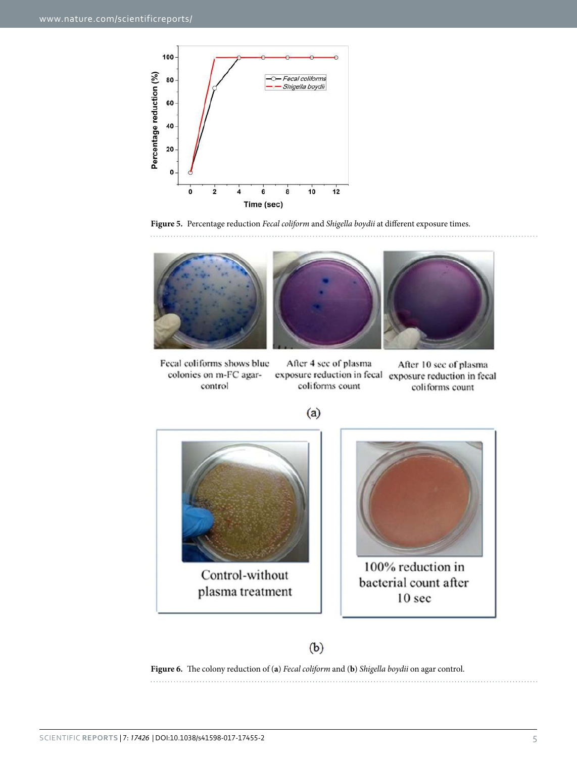**Figure 5.** Percentage reduction *Fecal coliform* and *Shigella boydii* at different exposure times.

**Figure 6.** The colony reduction of (**a**) *Fecal coliform* and (**b**) *Shigella boydii* on agar control.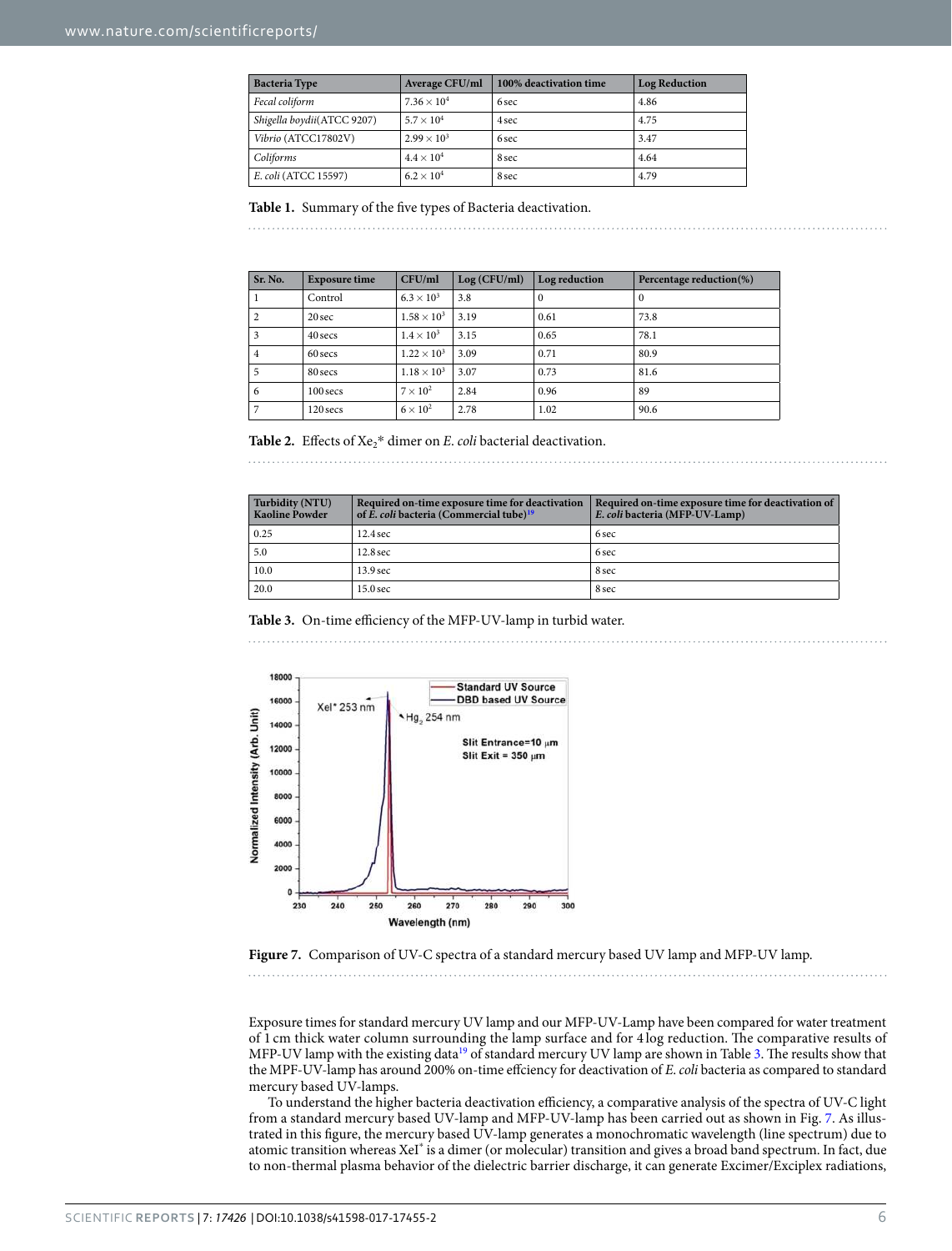| Bacteria Type | Average CFU/ml | 100% deactivation time | Log Reduction |
| --- | --- | --- | --- |
| *Fecal coliform* | $7.36 \times 10^4$ | 6 sec | 4.86 |
| *Shigella boydii*(ATCC 9207) | $5.7 \times 10^4$ | 4 sec | 4.75 |
| *Vibrio* (ATCC17802V) | $2.99 \times 10^3$ | 6 sec | 3.47 |
| *Coliforms* | $4.4 \times 10^4$ | 8 sec | 4.64 |
| *E. coli* (ATCC 15597) | $6.2 \times 10^4$ | 8 sec | 4.79 |

**Table 1.** Summary of the five types of Bacteria deactivation.

| Sr. No. | Exposure time | CFU/ml | Log (CFU/ml) | Log reduction | Percentage reduction(%) |
| --- | --- | --- | --- | --- | --- |
| 1 | Control | $6.3 \times 10^3$ | 3.8 | 0 | 0 |
| 2 | 20 sec | $1.58 \times 10^3$ | 3.19 | 0.61 | 73.8 |
| 3 | 40 secs | $1.4 \times 10^3$ | 3.15 | 0.65 | 78.1 |
| 4 | 60 secs | $1.22 \times 10^3$ | 3.09 | 0.71 | 80.9 |
| 5 | 80 secs | $1.18 \times 10^3$ | 3.07 | 0.73 | 81.6 |
| 6 | 100 secs | $7 \times 10^2$ | 2.84 | 0.96 | 89 |
| 7 | 120 secs | $6 \times 10^2$ | 2.78 | 1.02 | 90.6 |

**Table 2.** Effects of $Xe_2$* dimer on *E. coli* bacterial deactivation.

| Turbidity (NTU) Kaoline Powder | Required on-time exposure time for deactivation of *E. coli* bacteria (Commercial tube)[19] | Required on-time exposure time for deactivation of *E. coli* bacteria (MFP-UV-Lamp) |
| --- | --- | --- |
| 0.25 | 12.4 sec | 6 sec |
| 5.0 | 12.8 sec | 6 sec |
| 10.0 | 13.9 sec | 8 sec |
| 20.0 | 15.0 sec | 8 sec |

**Table 3.** On-time efficiency of the MFP-UV-lamp in turbid water.

**Figure 7.** Comparison of UV-C spectra of a standard mercury based UV lamp and MFP-UV lamp.

Exposure times for standard mercury UV lamp and our MFP-UV-Lamp have been compared for water treatment of 1 cm thick water column surrounding the lamp surface and for 4 log reduction. The comparative results of MFP-UV lamp with the existing data[19] of standard mercury UV lamp are shown in Table 3. The results show that the MPF-UV-lamp has around 200% on-time effciency for deactivation of *E. coli* bacteria as compared to standard mercury based UV-lamps.

To understand the higher bacteria deactivation efficiency, a comparative analysis of the spectra of UV-C light from a standard mercury based UV-lamp and MFP-UV-lamp has been carried out as shown in Fig. 7. As illustrated in this figure, the mercury based UV-lamp generates a monochromatic wavelength (line spectrum) due to atomic transition whereas XeI* is a dimer (or molecular) transition and gives a broad band spectrum. In fact, due to non-thermal plasma behavior of the dielectric barrier discharge, it can generate Excimer/Exciplex radiations,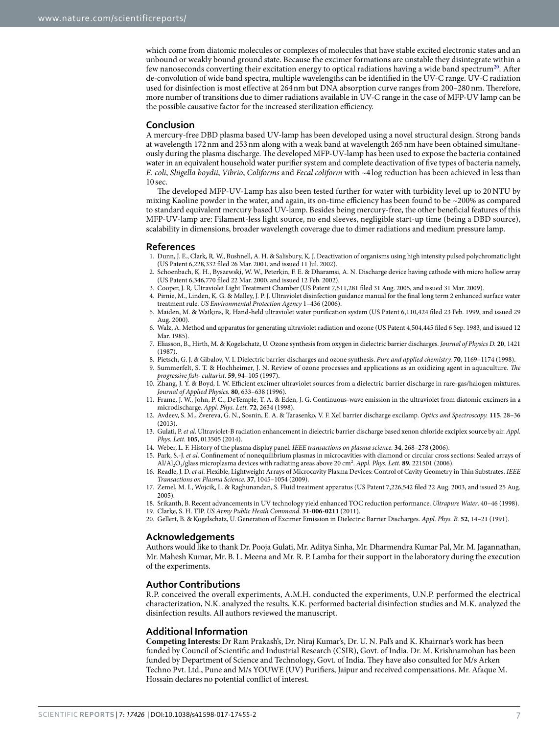which come from diatomic molecules or complexes of molecules that have stable excited electronic states and an unbound or weakly bound ground state. Because the excimer formations are unstable they disintegrate within a few nanoseconds converting their excitation energy to optical radiations having a wide band spectrum[20]. After de-convolution of wide band spectra, multiple wavelengths can be identified in the UV-C range. UV-C radiation used for disinfection is most effective at 264 nm but DNA absorption curve ranges from 200–280 nm. Therefore, more number of transitions due to dimer radiations available in UV-C range in the case of MFP-UV lamp can be the possible causative factor for the increased sterilization efficiency.

## Conclusion

A mercury-free DBD plasma based UV-lamp has been developed using a novel structural design. Strong bands at wavelength 172 nm and 253 nm along with a weak band at wavelength 265 nm have been obtained simultaneously during the plasma discharge. The developed MFP-UV-lamp has been used to expose the bacteria contained water in an equivalent household water purifier system and complete deactivation of five types of bacteria namely, *E. coli*, *Shigella boydii*, *Vibrio*, *Coliforms* and *Fecal coliform* with ~4 log reduction has been achieved in less than 10 sec.

The developed MFP-UV-Lamp has also been tested further for water with turbidity level up to 20 NTU by mixing Kaoline powder in the water, and again, its on-time efficiency has been found to be ~200% as compared to standard equivalent mercury based UV-lamp. Besides being mercury-free, the other beneficial features of this MFP-UV-lamp are: Filament-less light source, no end sleeves, negligible start-up time (being a DBD source), scalability in dimensions, broader wavelength coverage due to dimer radiations and medium pressure lamp.

## References

1. Dunn, J. E., Clark, R. W., Bushnell, A. H. & Salisbury, K. J. Deactivation of organisms using high intensity pulsed polychromatic light (US Patent 6,228,332 filed 26 Mar. 2001, and issued 11 Jul. 2002).
2. Schoenbach, K. H., Byszewski, W. W., Peterkin, F. E. & Dharamsi, A. N. Discharge device having cathode with micro hollow array (US Patent 6,346,770 filed 22 Mar. 2000, and issued 12 Feb. 2002).
3. Cooper, J. R. Ultraviolet Light Treatment Chamber (US Patent 7,511,281 filed 31 Aug. 2005, and issued 31 Mar. 2009).
4. Pirnie, M., Linden, K. G. & Malley, J. P. J. Ultraviolet disinfection guidance manual for the final long term 2 enhanced surface water treatment rule. *US Environmental Protection Agency* 1–436 (2006).
5. Maiden, M. & Watkins, R. Hand-held ultraviolet water purification system (US Patent 6,110,424 filed 23 Feb. 1999, and issued 29 Aug. 2000).
6. Walz, A. Method and apparatus for generating ultraviolet radiation and ozone (US Patent 4,504,445 filed 6 Sep. 1983, and issued 12 Mar. 1985).
7. Eliasson, B., Hirth, M. & Kogelschatz, U. Ozone synthesis from oxygen in dielectric barrier discharges. *Journal of Physics D.* **20**, 1421 (1987).
8. Pietsch, G. J. & Gibalov, V. I. Dielectric barrier discharges and ozone synthesis. *Pure and applied chemistry.* **70**, 1169–1174 (1998).
9. Summerfelt, S. T. & Hochheimer, J. N. Review of ozone processes and applications as an oxidizing agent in aquaculture. *The progressive fish- culturist.* **59**, 94–105 (1997).
10. Zhang, J. Y. & Boyd, I. W. Efficient excimer ultraviolet sources from a dielectric barrier discharge in rare-gas/halogen mixtures. *Journal of Applied Physics.* **80**, 633–638 (1996).
11. Frame, J. W., John, P. C., DeTemple, T. A. & Eden, J. G. Continuous-wave emission in the ultraviolet from diatomic excimers in a microdischarge. *Appl. Phys. Lett.* **72**, 2634 (1998).
12. Avdeev, S. M., Zvereva, G. N., Sosnin, E. A. & Tarasenko, V. F. XeI barrier discharge excilamp. *Optics and Spectroscopy.* **115**, 28–36 (2013).
13. Gulati, P. *et al.* Ultraviolet-B radiation enhancement in dielectric barrier discharge based xenon chloride exciplex source by air. *Appl. Phys. Lett.* **105**, 013505 (2014).
14. Weber, L. F. History of the plasma display panel. *IEEE transactions on plasma science.* **34**, 268–278 (2006).
15. Park, S.-J. *et al.* Confinement of nonequilibrium plasmas in microcavities with diamond or circular cross sections: Sealed arrays of $Al/Al_2O_3$/glass microplasma devices with radiating areas above 20 $cm^2$. *Appl. Phys. Lett.* **89**, 221501 (2006).
16. Readle, J. D. *et al.* Flexible, Lightweight Arrays of Microcavity Plasma Devices: Control of Cavity Geometry in Thin Substrates. *IEEE Transactions on Plasma Science.* **37**, 1045–1054 (2009).
17. Zemel, M. I., Wojcik, L. & Raghunandan, S. Fluid treatment apparatus (US Patent 7,226,542 filed 22 Aug. 2003, and issued 25 Aug. 2005).
18. Srikanth, B. Recent advancements in UV technology yield enhanced TOC reduction performance. *Ultrapure Water*. 40–46 (1998).
19. Clarke, S. H. TIP. *US Army Public Heath Command*. **31**-**006**-**0211** (2011).
20. Gellert, B. & Kogelschatz, U. Generation of Excimer Emission in Dielectric Barrier Discharges. *Appl. Phys. B.* **52**, 14–21 (1991).

## Acknowledgements

Authors would like to thank Dr. Pooja Gulati, Mr. Aditya Sinha, Mr. Dharmendra Kumar Pal, Mr. M. Jagannathan, Mr. Mahesh Kumar, Mr. B. L. Meena and Mr. R. P. Lamba for their support in the laboratory during the execution of the experiments.

## Author Contributions

R.P. conceived the overall experiments, A.M.H. conducted the experiments, U.N.P. performed the electrical characterization, N.K. analyzed the results, K.K. performed bacterial disinfection studies and M.K. analyzed the disinfection results. All authors reviewed the manuscript.

## Additional Information

**Competing Interests:** Dr Ram Prakash's, Dr. Niraj Kumar's, Dr. U. N. Pal's and K. Khairnar's work has been funded by Council of Scientific and Industrial Research (CSIR), Govt. of India. Dr. M. Krishnamohan has been funded by Department of Science and Technology, Govt. of India. They have also consulted for M/s Arken Techno Pvt. Ltd., Pune and M/s YOUWE (UV) Purifiers, Jaipur and received compensations. Mr. Afaque M. Hossain declares no potential conflict of interest.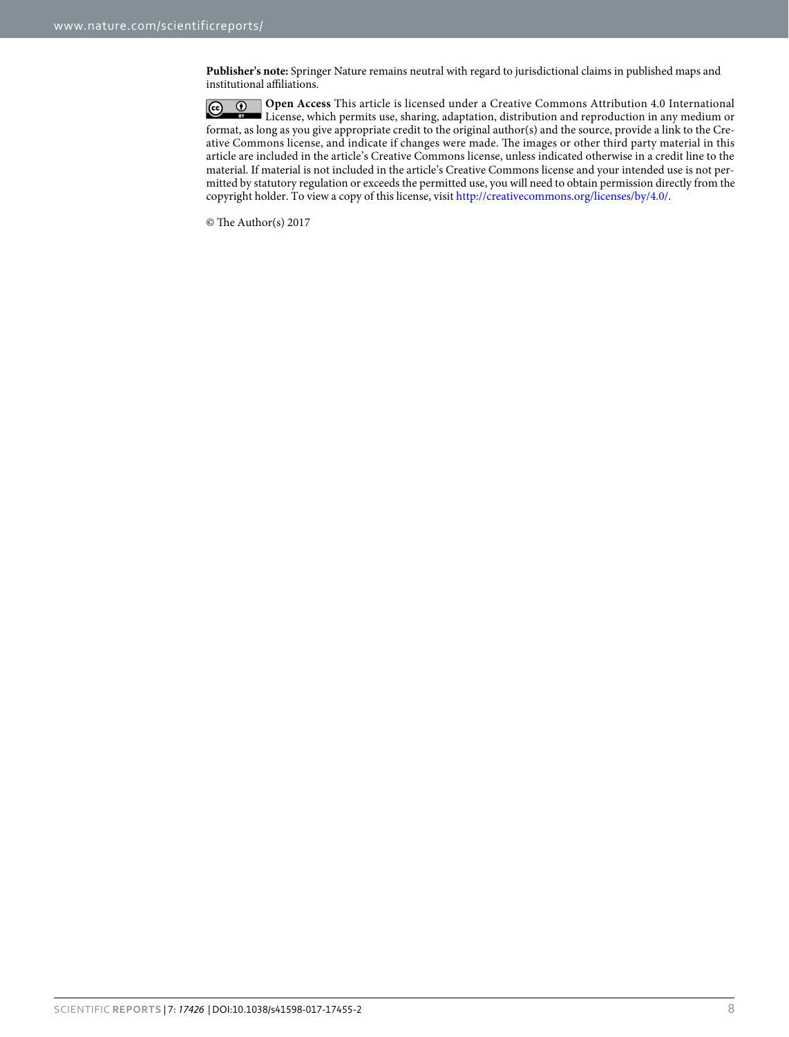**Publisher's note:** Springer Nature remains neutral with regard to jurisdictional claims in published maps and institutional affiliations.

**Open Access** This article is licensed under a Creative Commons Attribution 4.0 International License, which permits use, sharing, adaptation, distribution and reproduction in any medium or format, as long as you give appropriate credit to the original author(s) and the source, provide a link to the Creative Commons license, and indicate if changes were made. The images or other third party material in this article are included in the article's Creative Commons license, unless indicated otherwise in a credit line to the material. If material is not included in the article's Creative Commons license and your intended use is not permitted by statutory regulation or exceeds the permitted use, you will need to obtain permission directly from the copyright holder. To view a copy of this license, visit http://creativecommons.org/licenses/by/4.0/.

© The Author(s) 2017